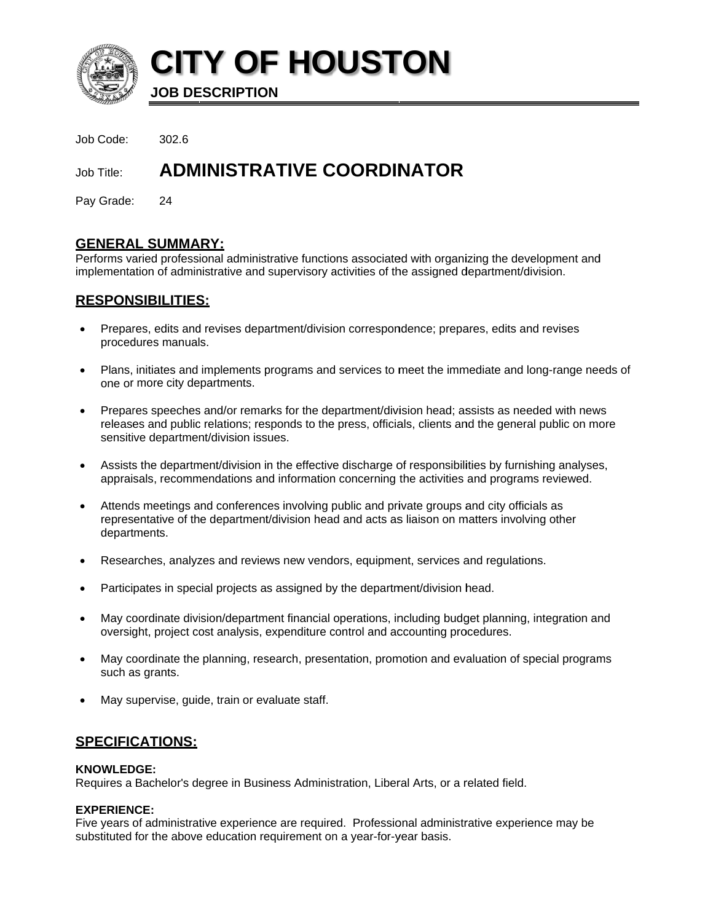# CITY OF HOUSTON

**JOB DESCRIPTION**

Job Code: 302.6

Job Title: **ADMINISTRATIVE COORDINATOR**

Pay Grade: 24

## GENERAL SUMMARY:

Performs varied professional administrative functions associated with organizing the development and implementation of administrative and supervisory activities of the assigned department/division.

## RESPONSIBILITIES:

- Prepares, edits and revises department/division correspondence; prepares, edits and revises procedures manuals.
- Plans, initiates and implements programs and services to meet the immediate and long-range needs of one or more city departments.
- Prepares speeches and/or remarks for the department/division head; assists as needed with news releases and public relations; responds to the press, officials, clients and the general public on more sensitive department/division issues.
- Assists the department/division in the effective discharge of responsibilities by furnishing analyses, appraisals, recommendations and information concerning the activities and programs reviewed.
- Attends meetings and conferences involving public and private groups and city officials as representative of the department/division head and acts as liaison on matters involving other departments.
- Researches, analyzes and reviews new vendors, equipment, services and regulations.
- Participates in special projects as assigned by the department/division head.
- May coordinate division/department financial operations, including budget planning, integration and oversight, project cost analysis, expenditure control and accounting procedures.
- May coordinate the planning, research, presentation, promotion and evaluation of special programs such as grants.
- May supervise, guide, train or evaluate staff.

## SPECIFICATIONS:

**KNOWLEDGE:**
Requires a Bachelor's degree in Business Administration, Liberal Arts, or a related field.

**EXPERIENCE:**
Five years of administrative experience are required. Professional administrative experience may be substituted for the above education requirement on a year-for-year basis.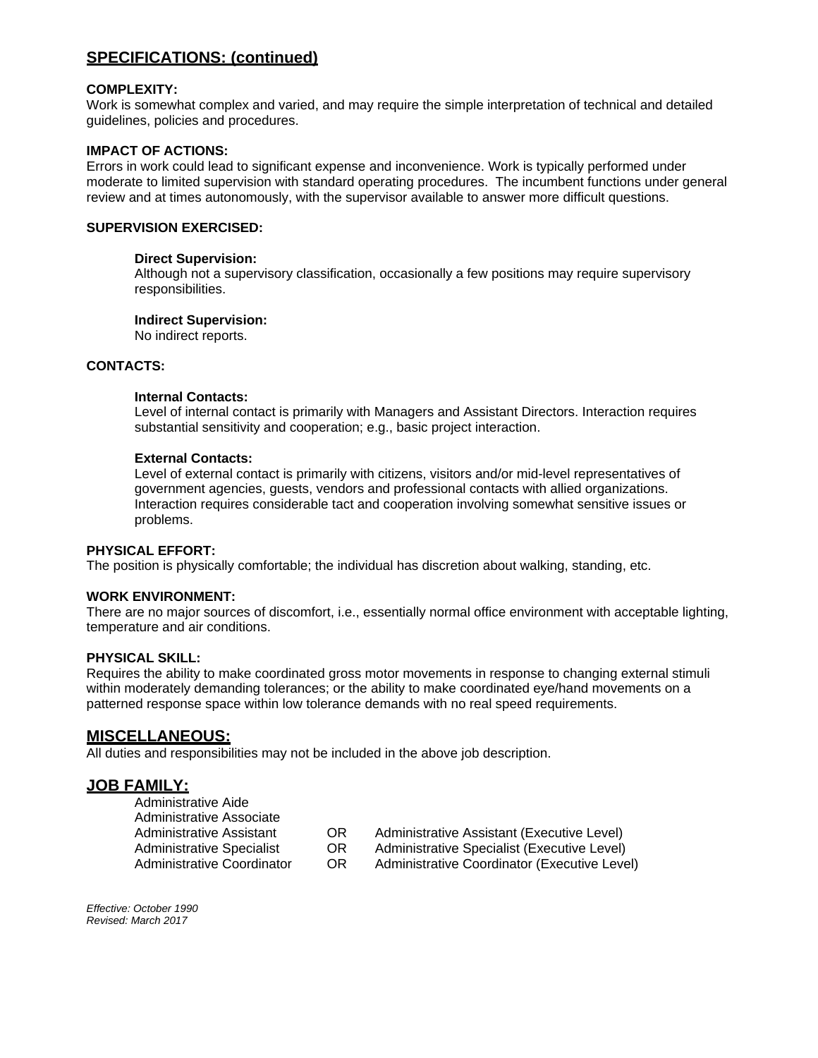## SPECIFICATIONS: (continued)

**COMPLEXITY:**
Work is somewhat complex and varied, and may require the simple interpretation of technical and detailed guidelines, policies and procedures.

**IMPACT OF ACTIONS:**
Errors in work could lead to significant expense and inconvenience. Work is typically performed under moderate to limited supervision with standard operating procedures. The incumbent functions under general review and at times autonomously, with the supervisor available to answer more difficult questions.

**SUPERVISION EXERCISED:**

**Direct Supervision:**
Although not a supervisory classification, occasionally a few positions may require supervisory responsibilities.

**Indirect Supervision:**
No indirect reports.

**CONTACTS:**

**Internal Contacts:**
Level of internal contact is primarily with Managers and Assistant Directors. Interaction requires substantial sensitivity and cooperation; e.g., basic project interaction.

**External Contacts:**
Level of external contact is primarily with citizens, visitors and/or mid-level representatives of government agencies, guests, vendors and professional contacts with allied organizations. Interaction requires considerable tact and cooperation involving somewhat sensitive issues or problems.

**PHYSICAL EFFORT:**
The position is physically comfortable; the individual has discretion about walking, standing, etc.

**WORK ENVIRONMENT:**
There are no major sources of discomfort, i.e., essentially normal office environment with acceptable lighting, temperature and air conditions.

**PHYSICAL SKILL:**
Requires the ability to make coordinated gross motor movements in response to changing external stimuli within moderately demanding tolerances; or the ability to make coordinated eye/hand movements on a patterned response space within low tolerance demands with no real speed requirements.

## MISCELLANEOUS:

All duties and responsibilities may not be included in the above job description.

## JOB FAMILY:

| | | |
|---|---|---|
| Administrative Aide | | |
| Administrative Associate | | |
| Administrative Assistant | OR | Administrative Assistant (Executive Level) |
| Administrative Specialist | OR | Administrative Specialist (Executive Level) |
| Administrative Coordinator | OR | Administrative Coordinator (Executive Level) |

*Effective: October 1990*
*Revised: March 2017*